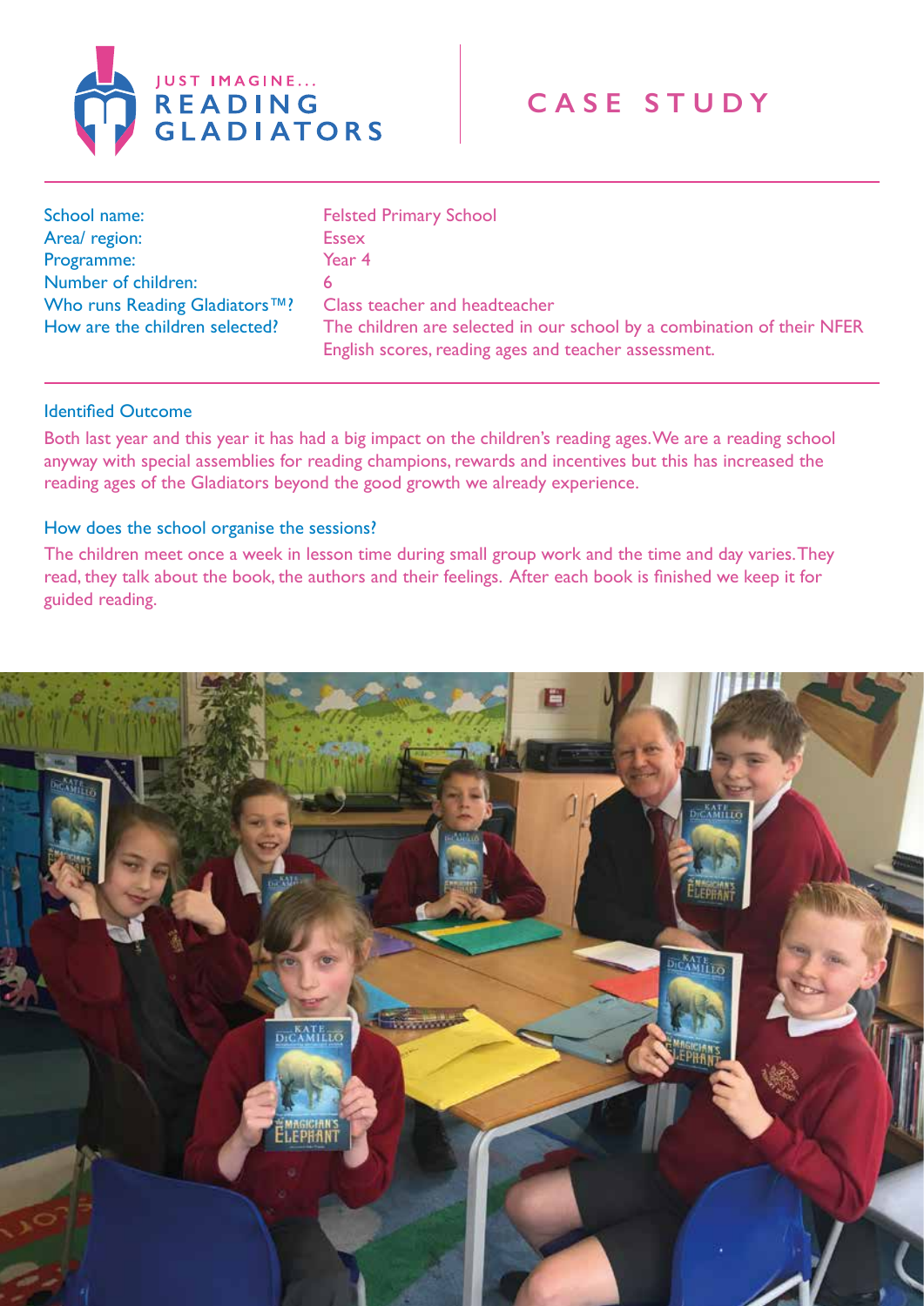JUST IMAGINE...
READING GLADIATORS

# CASE STUDY

| | |
|---|---|
| School name: | Felsted Primary School |
| Area/ region: | Essex |
| Programme: | Year 4 |
| Number of children: | 6 |
| Who runs Reading Gladiators™? | Class teacher and headteacher |
| How are the children selected? | The children are selected in our school by a combination of their NFER English scores, reading ages and teacher assessment. |

### Identified Outcome

Both last year and this year it has had a big impact on the children's reading ages. We are a reading school anyway with special assemblies for reading champions, rewards and incentives but this has increased the reading ages of the Gladiators beyond the good growth we already experience.

### How does the school organise the sessions?

The children meet once a week in lesson time during small group work and the time and day varies. They read, they talk about the book, the authors and their feelings. After each book is finished we keep it for guided reading.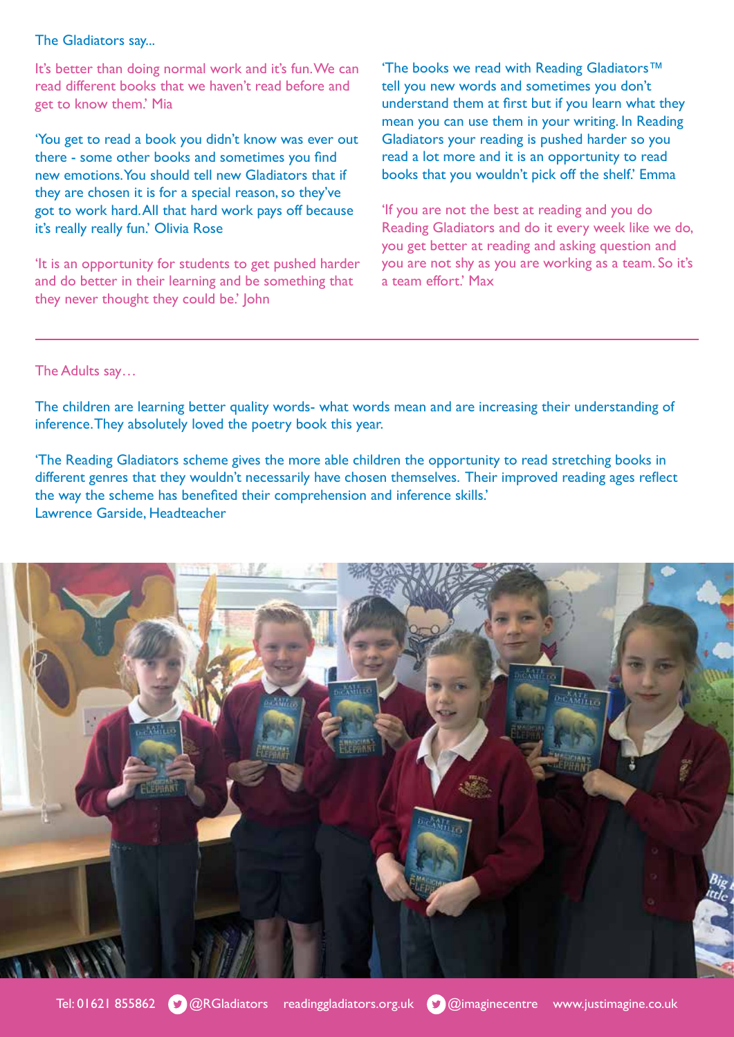The Gladiators say...

It's better than doing normal work and it's fun. We can read different books that we haven't read before and get to know them.' Mia

'You get to read a book you didn't know was ever out there - some other books and sometimes you find new emotions. You should tell new Gladiators that if they are chosen it is for a special reason, so they've got to work hard. All that hard work pays off because it's really really fun.' Olivia Rose

'It is an opportunity for students to get pushed harder and do better in their learning and be something that they never thought they could be.' John

'The books we read with Reading Gladiators™ tell you new words and sometimes you don't understand them at first but if you learn what they mean you can use them in your writing. In Reading Gladiators your reading is pushed harder so you read a lot more and it is an opportunity to read books that you wouldn't pick off the shelf.' Emma

'If you are not the best at reading and you do Reading Gladiators and do it every week like we do, you get better at reading and asking question and you are not shy as you are working as a team. So it's a team effort.' Max

---

The Adults say…

The children are learning better quality words- what words mean and are increasing their understanding of inference. They absolutely loved the poetry book this year.

'The Reading Gladiators scheme gives the more able children the opportunity to read stretching books in different genres that they wouldn't necessarily have chosen themselves. Their improved reading ages reflect the way the scheme has benefited their comprehension and inference skills.'
Lawrence Garside, Headteacher

Tel: 01621 855862 @RGladiators readinggladiators.org.uk @imaginecentre www.justimagine.co.uk